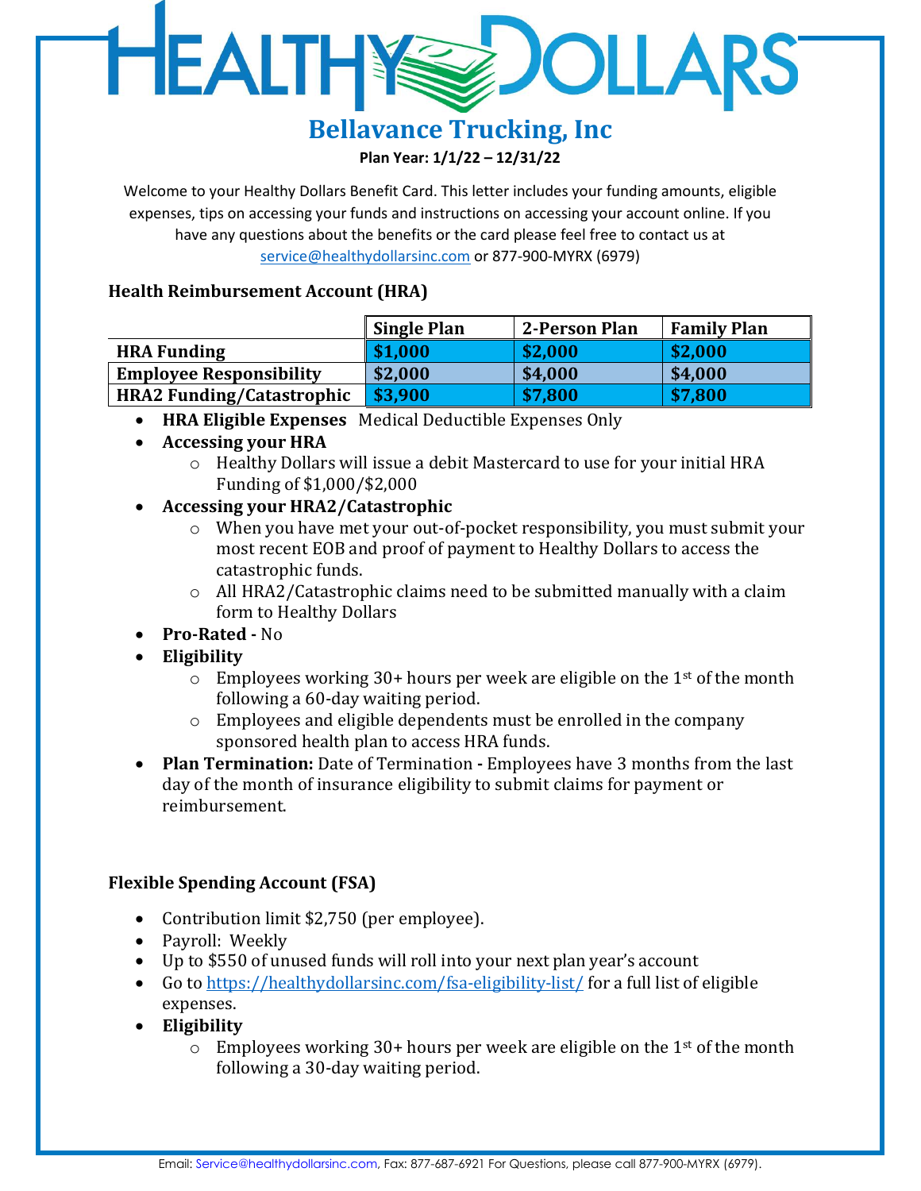# HEALTHY DOLLARS

## Bellavance Trucking, Inc

**Plan Year: 1/1/22 – 12/31/22**

Welcome to your Healthy Dollars Benefit Card. This letter includes your funding amounts, eligible expenses, tips on accessing your funds and instructions on accessing your account online. If you have any questions about the benefits or the card please feel free to contact us at service@healthydollarsinc.com or 877-900-MYRX (6979)

### Health Reimbursement Account (HRA)

| | Single Plan | 2-Person Plan | Family Plan |
|---|---|---|---|
| **HRA Funding** | **$1,000** | **$2,000** | **$2,000** |
| **Employee Responsibility** | **$2,000** | **$4,000** | **$4,000** |
| **HRA2 Funding/Catastrophic** | **$3,900** | **$7,800** | **$7,800** |

- **HRA Eligible Expenses** Medical Deductible Expenses Only
- **Accessing your HRA**
  - Healthy Dollars will issue a debit Mastercard to use for your initial HRA Funding of $1,000/$2,000
- **Accessing your HRA2/Catastrophic**
  - When you have met your out-of-pocket responsibility, you must submit your most recent EOB and proof of payment to Healthy Dollars to access the catastrophic funds.
  - All HRA2/Catastrophic claims need to be submitted manually with a claim form to Healthy Dollars
- **Pro-Rated -** No
- **Eligibility**
  - Employees working 30+ hours per week are eligible on the 1st of the month following a 60-day waiting period.
  - Employees and eligible dependents must be enrolled in the company sponsored health plan to access HRA funds.
- **Plan Termination:** Date of Termination **-** Employees have 3 months from the last day of the month of insurance eligibility to submit claims for payment or reimbursement.

### Flexible Spending Account (FSA)

- Contribution limit $2,750 (per employee).
- Payroll: Weekly
- Up to $550 of unused funds will roll into your next plan year's account
- Go to https://healthydollarsinc.com/fsa-eligibility-list/ for a full list of eligible expenses.
- **Eligibility**
  - Employees working 30+ hours per week are eligible on the 1st of the month following a 30-day waiting period.

Email: Service@healthydollarsinc.com, Fax: 877-687-6921 For Questions, please call 877-900-MYRX (6979).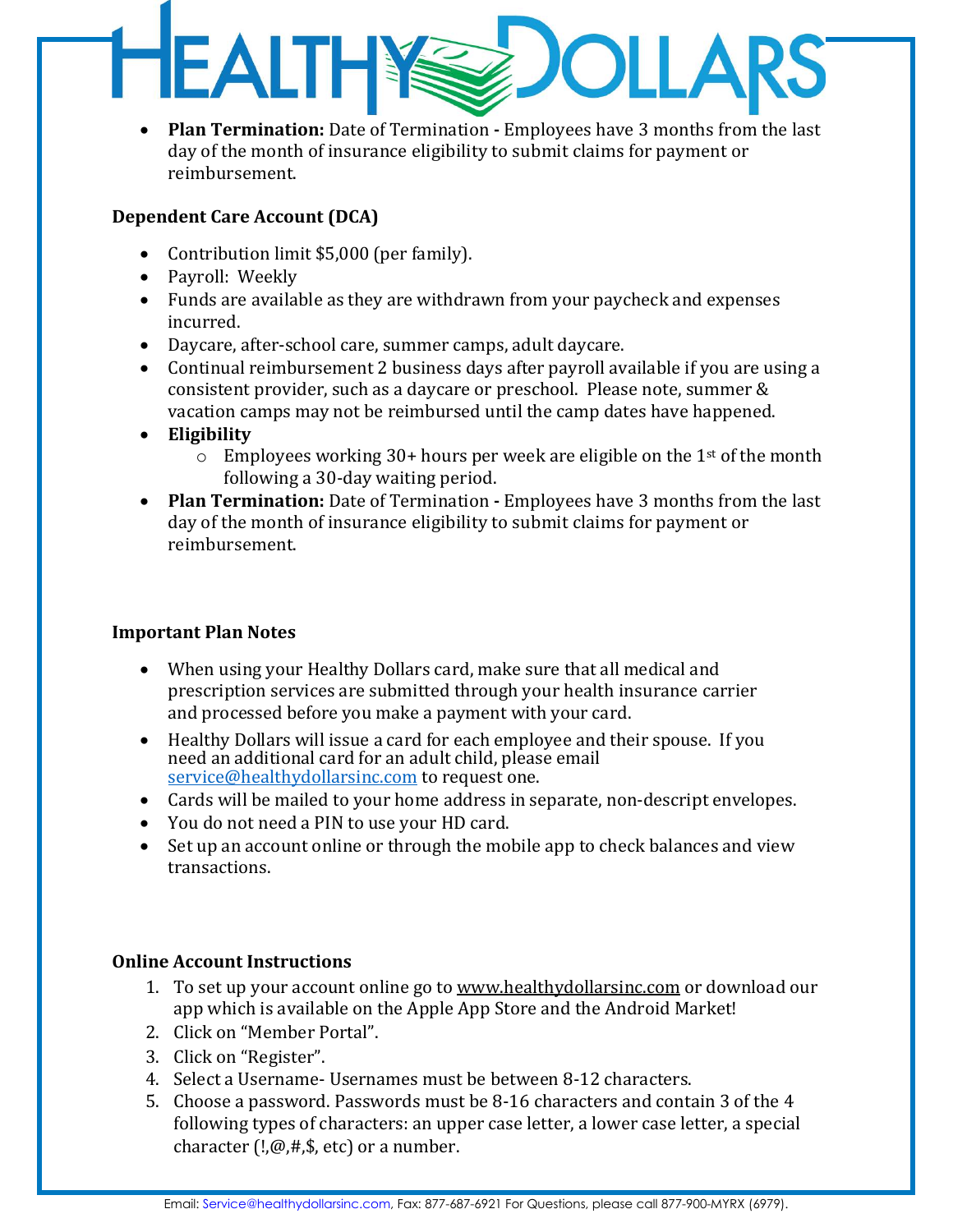- **Plan Termination:** Date of Termination **-** Employees have 3 months from the last day of the month of insurance eligibility to submit claims for payment or reimbursement.

**Dependent Care Account (DCA)**

- Contribution limit $5,000 (per family).
- Payroll: Weekly
- Funds are available as they are withdrawn from your paycheck and expenses incurred.
- Daycare, after-school care, summer camps, adult daycare.
- Continual reimbursement 2 business days after payroll available if you are using a consistent provider, such as a daycare or preschool. Please note, summer & vacation camps may not be reimbursed until the camp dates have happened.
- **Eligibility**
  - Employees working 30+ hours per week are eligible on the 1st of the month following a 30-day waiting period.
- **Plan Termination:** Date of Termination **-** Employees have 3 months from the last day of the month of insurance eligibility to submit claims for payment or reimbursement.

**Important Plan Notes**

- When using your Healthy Dollars card, make sure that all medical and prescription services are submitted through your health insurance carrier and processed before you make a payment with your card.
- Healthy Dollars will issue a card for each employee and their spouse. If you need an additional card for an adult child, please email service@healthydollarsinc.com to request one.
- Cards will be mailed to your home address in separate, non-descript envelopes.
- You do not need a PIN to use your HD card.
- Set up an account online or through the mobile app to check balances and view transactions.

**Online Account Instructions**

1. To set up your account online go to www.healthydollarsinc.com or download our app which is available on the Apple App Store and the Android Market!
2. Click on "Member Portal".
3. Click on "Register".
4. Select a Username- Usernames must be between 8-12 characters.
5. Choose a password. Passwords must be 8-16 characters and contain 3 of the 4 following types of characters: an upper case letter, a lower case letter, a special character (!,@,#,$, etc) or a number.

Email: Service@healthydollarsinc.com, Fax: 877-687-6921 For Questions, please call 877-900-MYRX (6979).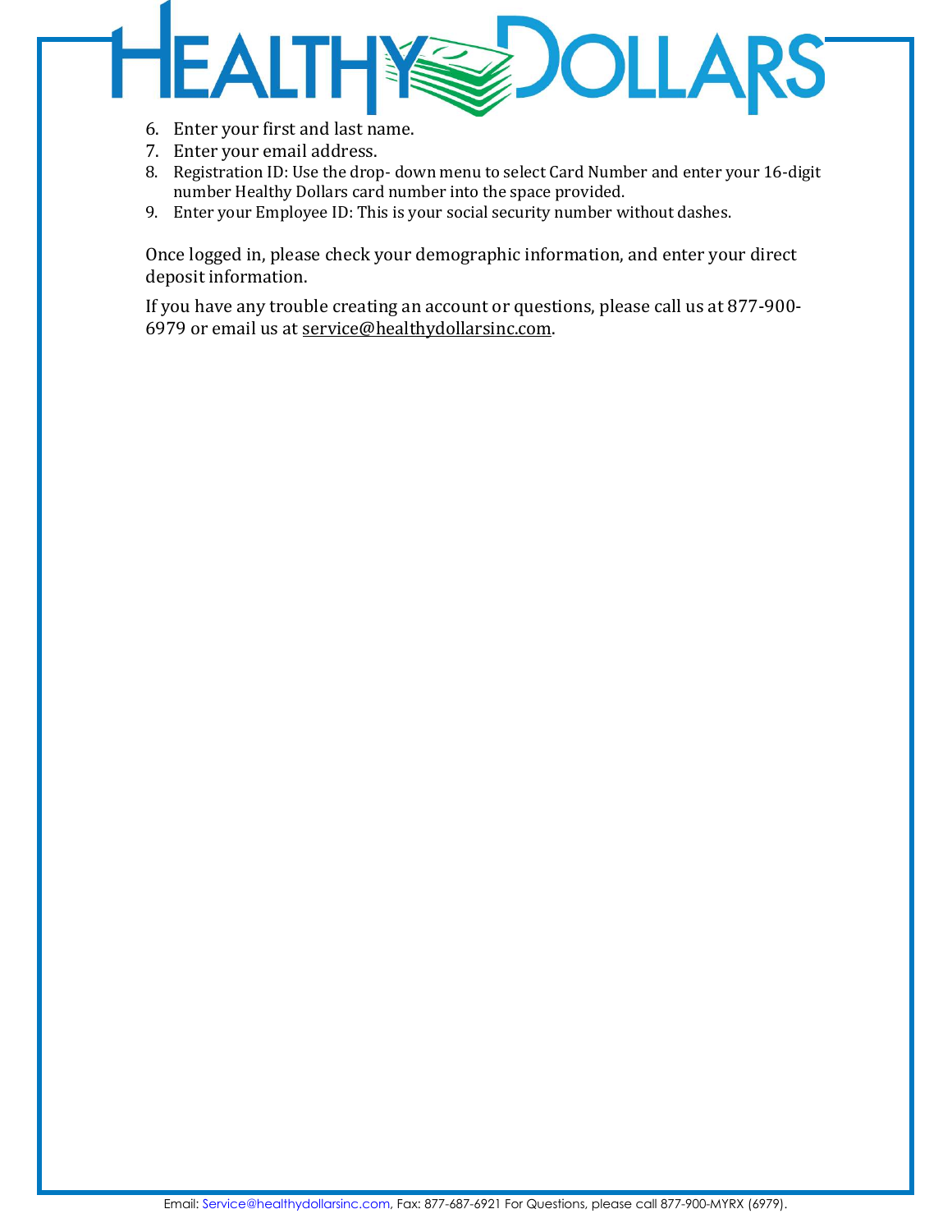6. Enter your first and last name.
7. Enter your email address.
8. Registration ID: Use the drop- down menu to select Card Number and enter your 16-digit number Healthy Dollars card number into the space provided.
9. Enter your Employee ID: This is your social security number without dashes.

Once logged in, please check your demographic information, and enter your direct deposit information.

If you have any trouble creating an account or questions, please call us at 877-900-6979 or email us at service@healthydollarsinc.com.